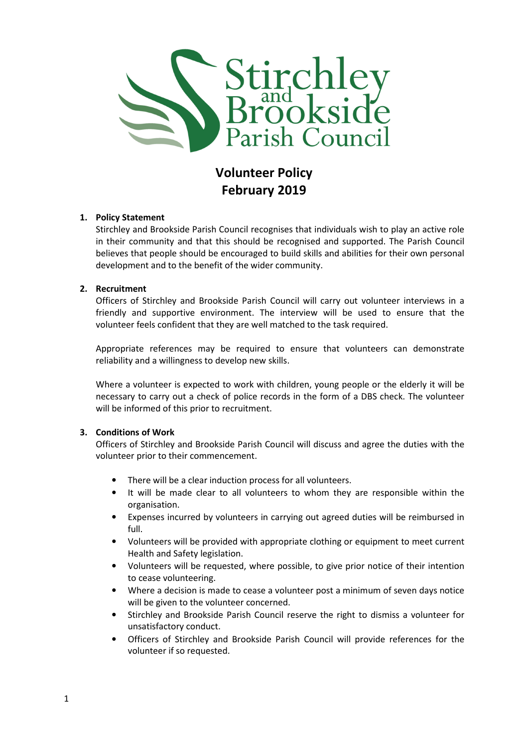Stirchley and Brookside Parish Council

# Volunteer Policy
# February 2019

1. **Policy Statement**
   Stirchley and Brookside Parish Council recognises that individuals wish to play an active role in their community and that this should be recognised and supported. The Parish Council believes that people should be encouraged to build skills and abilities for their own personal development and to the benefit of the wider community.

2. **Recruitment**
   Officers of Stirchley and Brookside Parish Council will carry out volunteer interviews in a friendly and supportive environment. The interview will be used to ensure that the volunteer feels confident that they are well matched to the task required.

   Appropriate references may be required to ensure that volunteers can demonstrate reliability and a willingness to develop new skills.

   Where a volunteer is expected to work with children, young people or the elderly it will be necessary to carry out a check of police records in the form of a DBS check. The volunteer will be informed of this prior to recruitment.

3. **Conditions of Work**
   Officers of Stirchley and Brookside Parish Council will discuss and agree the duties with the volunteer prior to their commencement.

   - There will be a clear induction process for all volunteers.
   - It will be made clear to all volunteers to whom they are responsible within the organisation.
   - Expenses incurred by volunteers in carrying out agreed duties will be reimbursed in full.
   - Volunteers will be provided with appropriate clothing or equipment to meet current Health and Safety legislation.
   - Volunteers will be requested, where possible, to give prior notice of their intention to cease volunteering.
   - Where a decision is made to cease a volunteer post a minimum of seven days notice will be given to the volunteer concerned.
   - Stirchley and Brookside Parish Council reserve the right to dismiss a volunteer for unsatisfactory conduct.
   - Officers of Stirchley and Brookside Parish Council will provide references for the volunteer if so requested.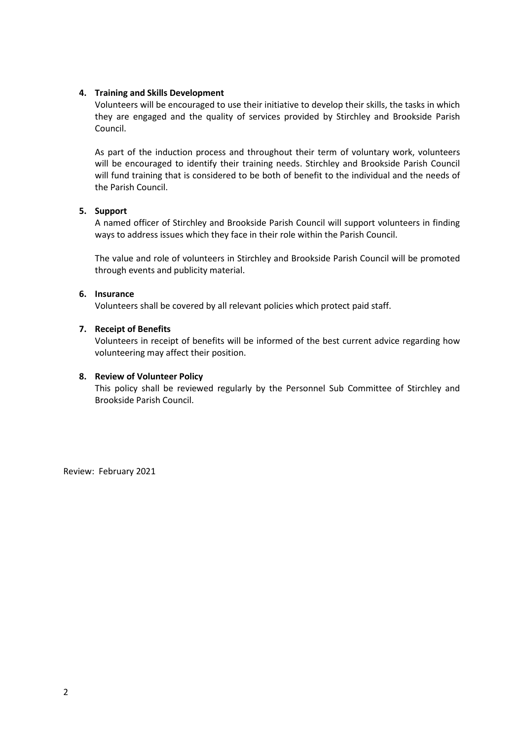4. **Training and Skills Development**

   Volunteers will be encouraged to use their initiative to develop their skills, the tasks in which they are engaged and the quality of services provided by Stirchley and Brookside Parish Council.

   As part of the induction process and throughout their term of voluntary work, volunteers will be encouraged to identify their training needs. Stirchley and Brookside Parish Council will fund training that is considered to be both of benefit to the individual and the needs of the Parish Council.

5. **Support**

   A named officer of Stirchley and Brookside Parish Council will support volunteers in finding ways to address issues which they face in their role within the Parish Council.

   The value and role of volunteers in Stirchley and Brookside Parish Council will be promoted through events and publicity material.

6. **Insurance**

   Volunteers shall be covered by all relevant policies which protect paid staff.

7. **Receipt of Benefits**

   Volunteers in receipt of benefits will be informed of the best current advice regarding how volunteering may affect their position.

8. **Review of Volunteer Policy**

   This policy shall be reviewed regularly by the Personnel Sub Committee of Stirchley and Brookside Parish Council.

Review: February 2021